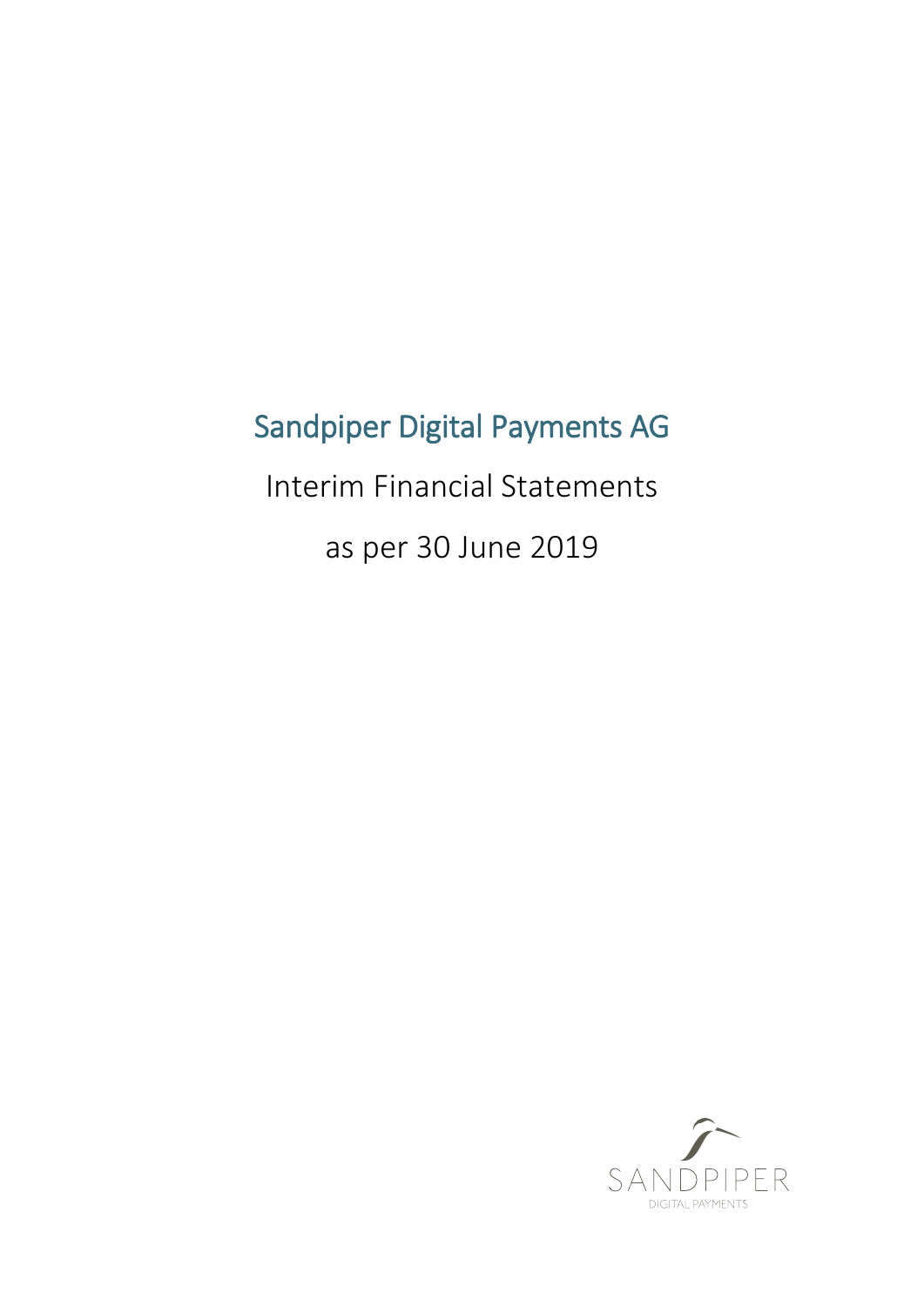# Sandpiper Digital Payments AG

Interim Financial Statements

as per 30 June 2019

SANDPIPER

DIGITAL PAYMENTS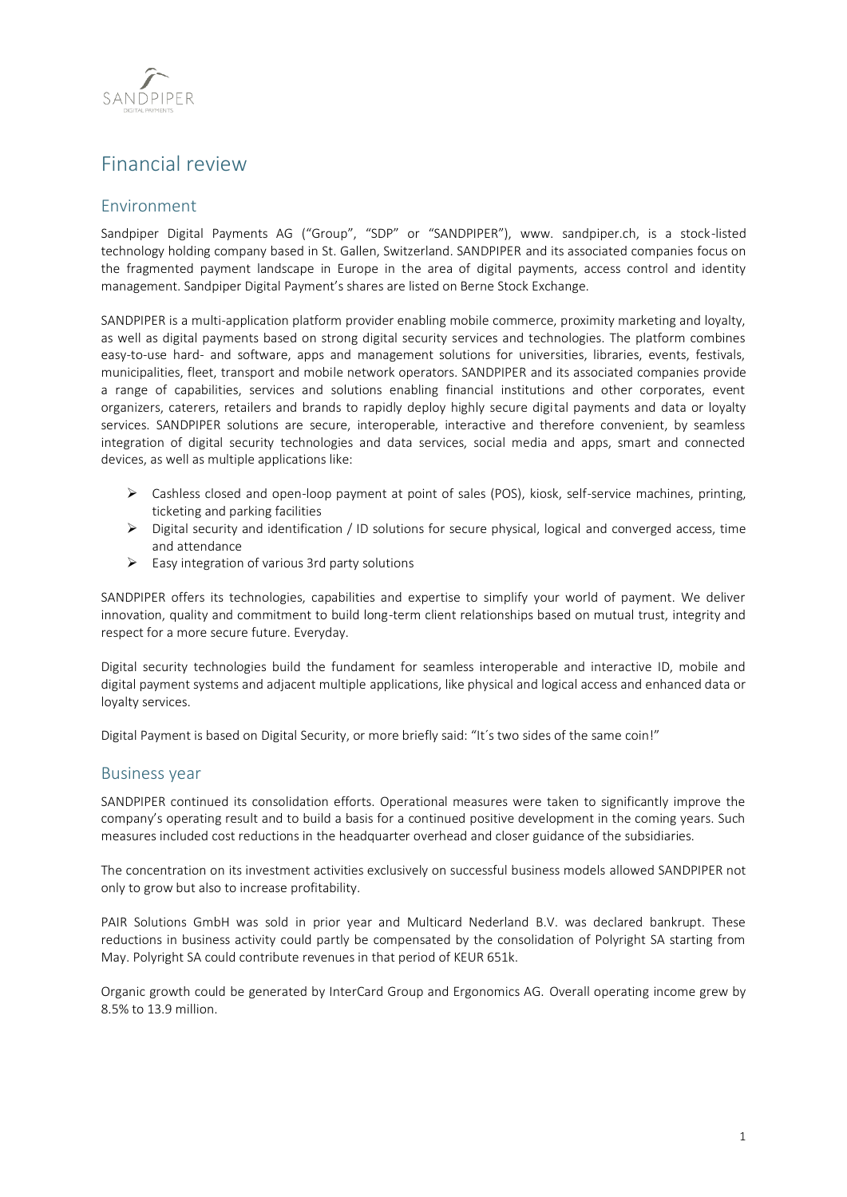# Financial review

## Environment

Sandpiper Digital Payments AG ("Group", "SDP" or "SANDPIPER"), www. sandpiper.ch, is a stock-listed technology holding company based in St. Gallen, Switzerland. SANDPIPER and its associated companies focus on the fragmented payment landscape in Europe in the area of digital payments, access control and identity management. Sandpiper Digital Payment's shares are listed on Berne Stock Exchange.

SANDPIPER is a multi-application platform provider enabling mobile commerce, proximity marketing and loyalty, as well as digital payments based on strong digital security services and technologies. The platform combines easy-to-use hard- and software, apps and management solutions for universities, libraries, events, festivals, municipalities, fleet, transport and mobile network operators. SANDPIPER and its associated companies provide a range of capabilities, services and solutions enabling financial institutions and other corporates, event organizers, caterers, retailers and brands to rapidly deploy highly secure digital payments and data or loyalty services. SANDPIPER solutions are secure, interoperable, interactive and therefore convenient, by seamless integration of digital security technologies and data services, social media and apps, smart and connected devices, as well as multiple applications like:

- Cashless closed and open-loop payment at point of sales (POS), kiosk, self-service machines, printing, ticketing and parking facilities
- Digital security and identification / ID solutions for secure physical, logical and converged access, time and attendance
- Easy integration of various 3rd party solutions

SANDPIPER offers its technologies, capabilities and expertise to simplify your world of payment. We deliver innovation, quality and commitment to build long-term client relationships based on mutual trust, integrity and respect for a more secure future. Everyday.

Digital security technologies build the fundament for seamless interoperable and interactive ID, mobile and digital payment systems and adjacent multiple applications, like physical and logical access and enhanced data or loyalty services.

Digital Payment is based on Digital Security, or more briefly said: "It´s two sides of the same coin!"

## Business year

SANDPIPER continued its consolidation efforts. Operational measures were taken to significantly improve the company's operating result and to build a basis for a continued positive development in the coming years. Such measures included cost reductions in the headquarter overhead and closer guidance of the subsidiaries.

The concentration on its investment activities exclusively on successful business models allowed SANDPIPER not only to grow but also to increase profitability.

PAIR Solutions GmbH was sold in prior year and Multicard Nederland B.V. was declared bankrupt. These reductions in business activity could partly be compensated by the consolidation of Polyright SA starting from May. Polyright SA could contribute revenues in that period of KEUR 651k.

Organic growth could be generated by InterCard Group and Ergonomics AG. Overall operating income grew by 8.5% to 13.9 million.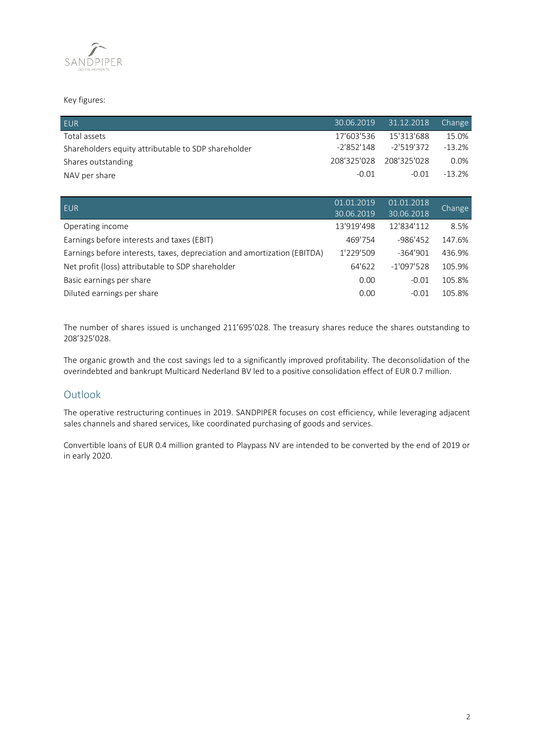Key figures:

| EUR | 30.06.2019 | 31.12.2018 | Change |
|---|---|---|---|
| Total assets | 17'603'536 | 15'313'688 | 15.0% |
| Shareholders equity attributable to SDP shareholder | -2'852'148 | -2'519'372 | -13.2% |
| Shares outstanding | 208'325'028 | 208'325'028 | 0.0% |
| NAV per share | -0.01 | -0.01 | -13.2% |

| EUR | 01.01.2019 30.06.2019 | 01.01.2018 30.06.2018 | Change |
|---|---|---|---|
| Operating income | 13'919'498 | 12'834'112 | 8.5% |
| Earnings before interests and taxes (EBIT) | 469'754 | -986'452 | 147.6% |
| Earnings before interests, taxes, depreciation and amortization (EBITDA) | 1'229'509 | -364'901 | 436.9% |
| Net profit (loss) attributable to SDP shareholder | 64'622 | -1'097'528 | 105.9% |
| Basic earnings per share | 0.00 | -0.01 | 105.8% |
| Diluted earnings per share | 0.00 | -0.01 | 105.8% |

The number of shares issued is unchanged 211'695'028. The treasury shares reduce the shares outstanding to 208'325'028.

The organic growth and the cost savings led to a significantly improved profitability. The deconsolidation of the overindebted and bankrupt Multicard Nederland BV led to a positive consolidation effect of EUR 0.7 million.

## Outlook

The operative restructuring continues in 2019. SANDPIPER focuses on cost efficiency, while leveraging adjacent sales channels and shared services, like coordinated purchasing of goods and services.

Convertible loans of EUR 0.4 million granted to Playpass NV are intended to be converted by the end of 2019 or in early 2020.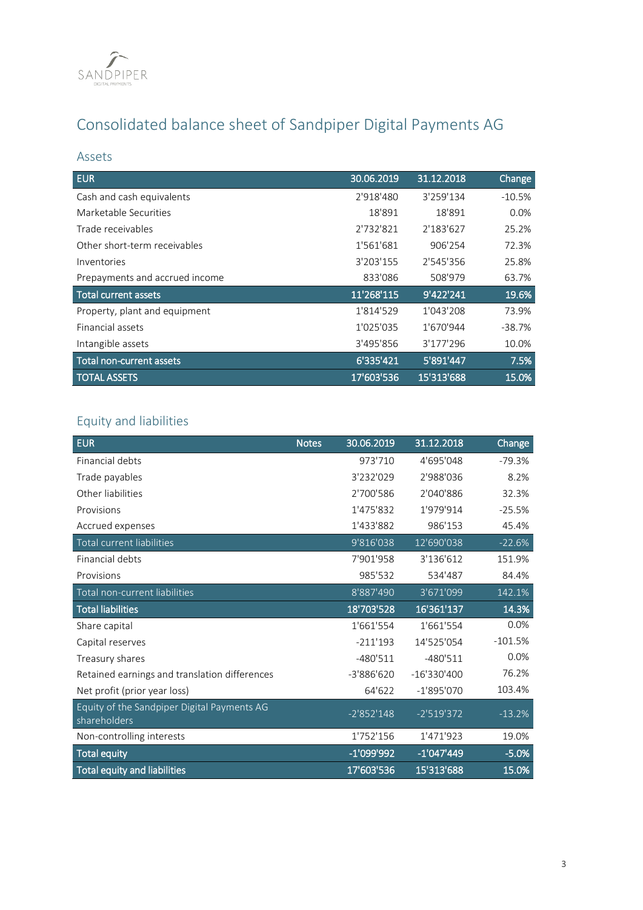# Consolidated balance sheet of Sandpiper Digital Payments AG

## Assets

| EUR | 30.06.2019 | 31.12.2018 | Change |
|---|---|---|---|
| Cash and cash equivalents | 2'918'480 | 3'259'134 | -10.5% |
| Marketable Securities | 18'891 | 18'891 | 0.0% |
| Trade receivables | 2'732'821 | 2'183'627 | 25.2% |
| Other short-term receivables | 1'561'681 | 906'254 | 72.3% |
| Inventories | 3'203'155 | 2'545'356 | 25.8% |
| Prepayments and accrued income | 833'086 | 508'979 | 63.7% |
| **Total current assets** | **11'268'115** | **9'422'241** | **19.6%** |
| Property, plant and equipment | 1'814'529 | 1'043'208 | 73.9% |
| Financial assets | 1'025'035 | 1'670'944 | -38.7% |
| Intangible assets | 3'495'856 | 3'177'296 | 10.0% |
| **Total non-current assets** | **6'335'421** | **5'891'447** | **7.5%** |
| **TOTAL ASSETS** | **17'603'536** | **15'313'688** | **15.0%** |

## Equity and liabilities

| EUR | Notes | 30.06.2019 | 31.12.2018 | Change |
|---|---|---|---|---|
| Financial debts | | 973'710 | 4'695'048 | -79.3% |
| Trade payables | | 3'232'029 | 2'988'036 | 8.2% |
| Other liabilities | | 2'700'586 | 2'040'886 | 32.3% |
| Provisions | | 1'475'832 | 1'979'914 | -25.5% |
| Accrued expenses | | 1'433'882 | 986'153 | 45.4% |
| Total current liabilities | | 9'816'038 | 12'690'038 | -22.6% |
| Financial debts | | 7'901'958 | 3'136'612 | 151.9% |
| Provisions | | 985'532 | 534'487 | 84.4% |
| Total non-current liabilities | | 8'887'490 | 3'671'099 | 142.1% |
| **Total liabilities** | | **18'703'528** | **16'361'137** | **14.3%** |
| Share capital | | 1'661'554 | 1'661'554 | 0.0% |
| Capital reserves | | -211'193 | 14'525'054 | -101.5% |
| Treasury shares | | -480'511 | -480'511 | 0.0% |
| Retained earnings and translation differences | | -3'886'620 | -16'330'400 | 76.2% |
| Net profit (prior year loss) | | 64'622 | -1'895'070 | 103.4% |
| Equity of the Sandpiper Digital Payments AG shareholders | | -2'852'148 | -2'519'372 | -13.2% |
| Non-controlling interests | | 1'752'156 | 1'471'923 | 19.0% |
| **Total equity** | | **-1'099'992** | **-1'047'449** | **-5.0%** |
| **Total equity and liabilities** | | **17'603'536** | **15'313'688** | **15.0%** |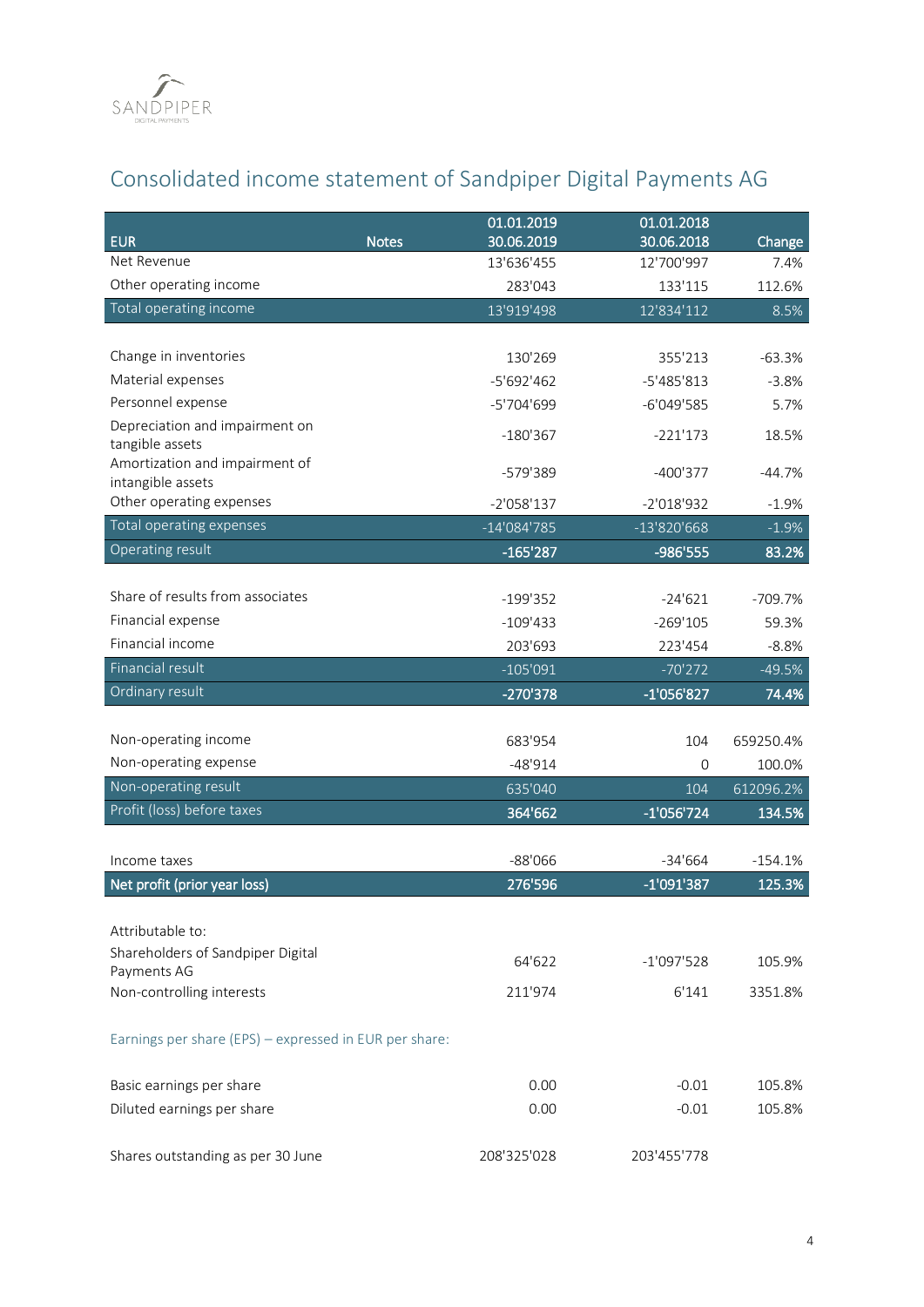## Consolidated income statement of Sandpiper Digital Payments AG

| EUR | Notes | 01.01.2019 30.06.2019 | 01.01.2018 30.06.2018 | Change |
|---|---|---|---|---|
| Net Revenue | | 13'636'455 | 12'700'997 | 7.4% |
| Other operating income | | 283'043 | 133'115 | 112.6% |
| Total operating income | | 13'919'498 | 12'834'112 | 8.5% |
| | | | | |
| Change in inventories | | 130'269 | 355'213 | -63.3% |
| Material expenses | | -5'692'462 | -5'485'813 | -3.8% |
| Personnel expense | | -5'704'699 | -6'049'585 | 5.7% |
| Depreciation and impairment on tangible assets | | -180'367 | -221'173 | 18.5% |
| Amortization and impairment of intangible assets | | -579'389 | -400'377 | -44.7% |
| Other operating expenses | | -2'058'137 | -2'018'932 | -1.9% |
| Total operating expenses | | -14'084'785 | -13'820'668 | -1.9% |
| **Operating result** | | **-165'287** | **-986'555** | **83.2%** |
| | | | | |
| Share of results from associates | | -199'352 | -24'621 | -709.7% |
| Financial expense | | -109'433 | -269'105 | 59.3% |
| Financial income | | 203'693 | 223'454 | -8.8% |
| Financial result | | -105'091 | -70'272 | -49.5% |
| **Ordinary result** | | **-270'378** | **-1'056'827** | **74.4%** |
| | | | | |
| Non-operating income | | 683'954 | 104 | 659250.4% |
| Non-operating expense | | -48'914 | 0 | 100.0% |
| Non-operating result | | 635'040 | 104 | 612096.2% |
| **Profit (loss) before taxes** | | **364'662** | **-1'056'724** | **134.5%** |
| | | | | |
| Income taxes | | -88'066 | -34'664 | -154.1% |
| **Net profit (prior year loss)** | | **276'596** | **-1'091'387** | **125.3%** |
| | | | | |
| Attributable to: | | | | |
| Shareholders of Sandpiper Digital Payments AG | | 64'622 | -1'097'528 | 105.9% |
| Non-controlling interests | | 211'974 | 6'141 | 3351.8% |
| | | | | |
| Earnings per share (EPS) – expressed in EUR per share: | | | | |
| | | | | |
| Basic earnings per share | | 0.00 | -0.01 | 105.8% |
| Diluted earnings per share | | 0.00 | -0.01 | 105.8% |
| | | | | |
| Shares outstanding as per 30 June | | 208'325'028 | 203'455'778 | |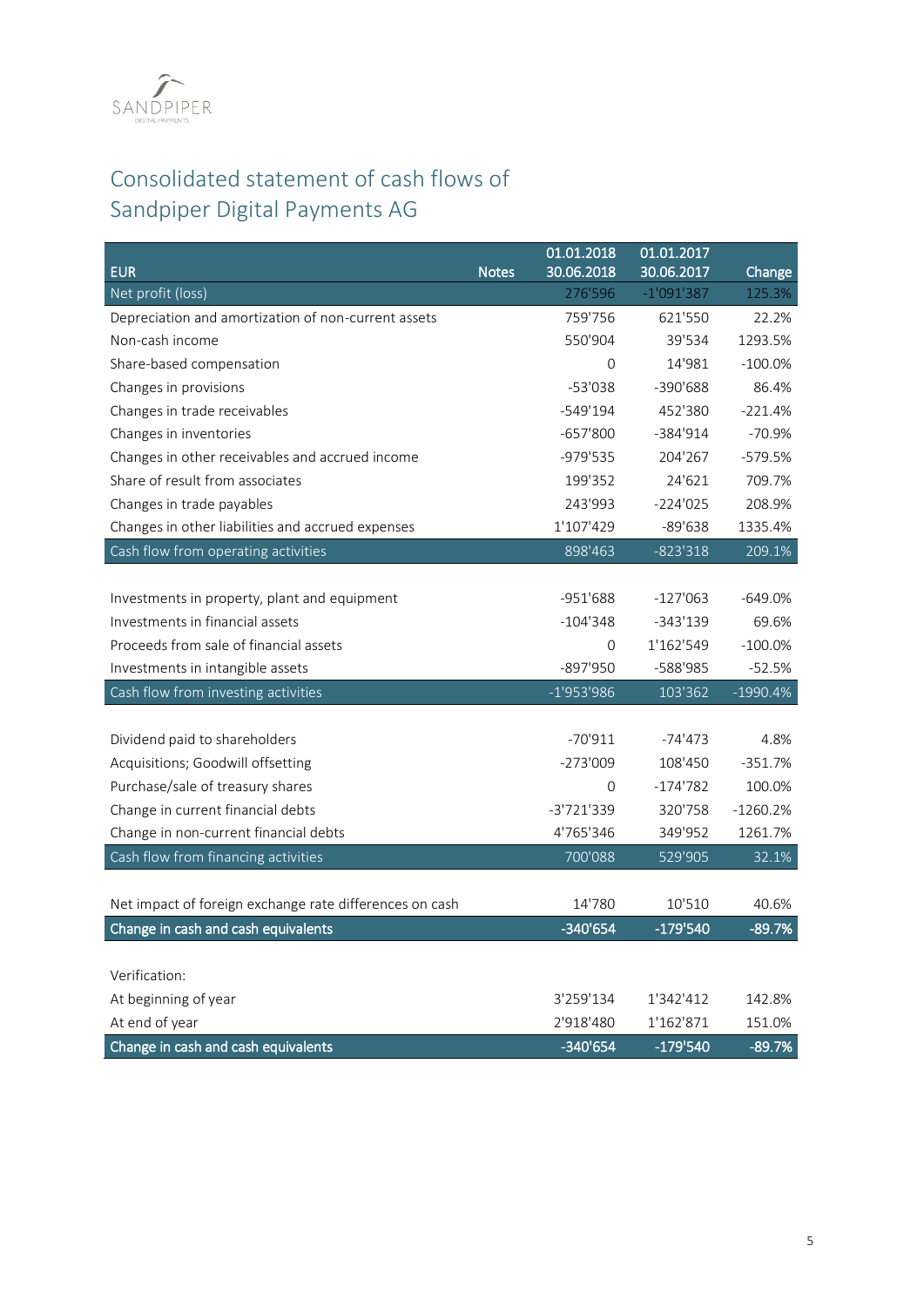# Consolidated statement of cash flows of Sandpiper Digital Payments AG

| EUR | Notes | 01.01.2018 30.06.2018 | 01.01.2017 30.06.2017 | Change |
|---|---|---|---|---|
| Net profit (loss) | | 276'596 | -1'091'387 | 125.3% |
| Depreciation and amortization of non-current assets | | 759'756 | 621'550 | 22.2% |
| Non-cash income | | 550'904 | 39'534 | 1293.5% |
| Share-based compensation | | 0 | 14'981 | -100.0% |
| Changes in provisions | | -53'038 | -390'688 | 86.4% |
| Changes in trade receivables | | -549'194 | 452'380 | -221.4% |
| Changes in inventories | | -657'800 | -384'914 | -70.9% |
| Changes in other receivables and accrued income | | -979'535 | 204'267 | -579.5% |
| Share of result from associates | | 199'352 | 24'621 | 709.7% |
| Changes in trade payables | | 243'993 | -224'025 | 208.9% |
| Changes in other liabilities and accrued expenses | | 1'107'429 | -89'638 | 1335.4% |
| Cash flow from operating activities | | 898'463 | -823'318 | 209.1% |
| | | | | |
| Investments in property, plant and equipment | | -951'688 | -127'063 | -649.0% |
| Investments in financial assets | | -104'348 | -343'139 | 69.6% |
| Proceeds from sale of financial assets | | 0 | 1'162'549 | -100.0% |
| Investments in intangible assets | | -897'950 | -588'985 | -52.5% |
| Cash flow from investing activities | | -1'953'986 | 103'362 | -1990.4% |
| | | | | |
| Dividend paid to shareholders | | -70'911 | -74'473 | 4.8% |
| Acquisitions; Goodwill offsetting | | -273'009 | 108'450 | -351.7% |
| Purchase/sale of treasury shares | | 0 | -174'782 | 100.0% |
| Change in current financial debts | | -3'721'339 | 320'758 | -1260.2% |
| Change in non-current financial debts | | 4'765'346 | 349'952 | 1261.7% |
| Cash flow from financing activities | | 700'088 | 529'905 | 32.1% |
| | | | | |
| Net impact of foreign exchange rate differences on cash | | 14'780 | 10'510 | 40.6% |
| **Change in cash and cash equivalents** | | **-340'654** | **-179'540** | **-89.7%** |
| | | | | |
| Verification: | | | | |
| At beginning of year | | 3'259'134 | 1'342'412 | 142.8% |
| At end of year | | 2'918'480 | 1'162'871 | 151.0% |
| **Change in cash and cash equivalents** | | **-340'654** | **-179'540** | **-89.7%** |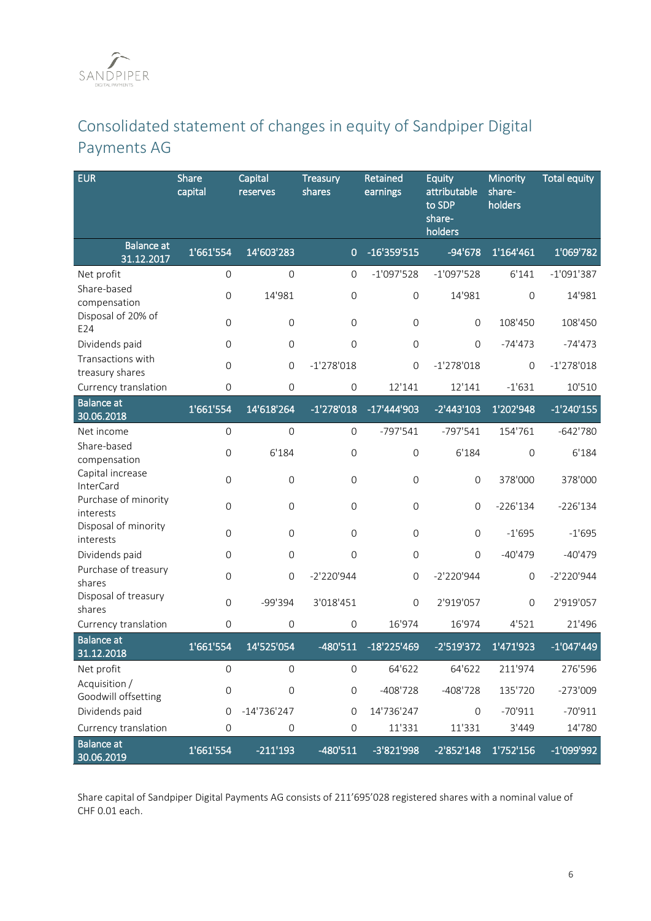# Consolidated statement of changes in equity of Sandpiper Digital Payments AG

| EUR | Share capital | Capital reserves | Treasury shares | Retained earnings | Equity attributable to SDP share-holders | Minority share-holders | Total equity |
|---|---|---|---|---|---|---|---|
| **Balance at 31.12.2017** | **1'661'554** | **14'603'283** | **0** | **-16'359'515** | **-94'678** | **1'164'461** | **1'069'782** |
| Net profit | 0 | 0 | 0 | -1'097'528 | -1'097'528 | 6'141 | -1'091'387 |
| Share-based compensation | 0 | 14'981 | 0 | 0 | 14'981 | 0 | 14'981 |
| Disposal of 20% of E24 | 0 | 0 | 0 | 0 | 0 | 108'450 | 108'450 |
| Dividends paid | 0 | 0 | 0 | 0 | 0 | -74'473 | -74'473 |
| Transactions with treasury shares | 0 | 0 | -1'278'018 | 0 | -1'278'018 | 0 | -1'278'018 |
| Currency translation | 0 | 0 | 0 | 12'141 | 12'141 | -1'631 | 10'510 |
| **Balance at 30.06.2018** | **1'661'554** | **14'618'264** | **-1'278'018** | **-17'444'903** | **-2'443'103** | **1'202'948** | **-1'240'155** |
| Net income | 0 | 0 | 0 | -797'541 | -797'541 | 154'761 | -642'780 |
| Share-based compensation | 0 | 6'184 | 0 | 0 | 6'184 | 0 | 6'184 |
| Capital increase InterCard | 0 | 0 | 0 | 0 | 0 | 378'000 | 378'000 |
| Purchase of minority interests | 0 | 0 | 0 | 0 | 0 | -226'134 | -226'134 |
| Disposal of minority interests | 0 | 0 | 0 | 0 | 0 | -1'695 | -1'695 |
| Dividends paid | 0 | 0 | 0 | 0 | 0 | -40'479 | -40'479 |
| Purchase of treasury shares | 0 | 0 | -2'220'944 | 0 | -2'220'944 | 0 | -2'220'944 |
| Disposal of treasury shares | 0 | -99'394 | 3'018'451 | 0 | 2'919'057 | 0 | 2'919'057 |
| Currency translation | 0 | 0 | 0 | 16'974 | 16'974 | 4'521 | 21'496 |
| **Balance at 31.12.2018** | **1'661'554** | **14'525'054** | **-480'511** | **-18'225'469** | **-2'519'372** | **1'471'923** | **-1'047'449** |
| Net profit | 0 | 0 | 0 | 64'622 | 64'622 | 211'974 | 276'596 |
| Acquisition / Goodwill offsetting | 0 | 0 | 0 | -408'728 | -408'728 | 135'720 | -273'009 |
| Dividends paid | 0 | -14'736'247 | 0 | 14'736'247 | 0 | -70'911 | -70'911 |
| Currency translation | 0 | 0 | 0 | 11'331 | 11'331 | 3'449 | 14'780 |
| **Balance at 30.06.2019** | **1'661'554** | **-211'193** | **-480'511** | **-3'821'998** | **-2'852'148** | **1'752'156** | **-1'099'992** |

Share capital of Sandpiper Digital Payments AG consists of 211'695'028 registered shares with a nominal value of CHF 0.01 each.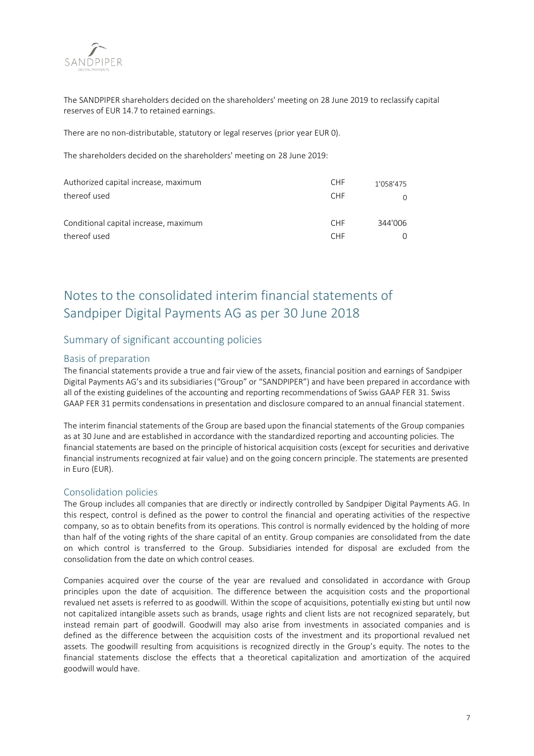The SANDPIPER shareholders decided on the shareholders' meeting on 28 June 2019 to reclassify capital reserves of EUR 14.7 to retained earnings.

There are no non-distributable, statutory or legal reserves (prior year EUR 0).

The shareholders decided on the shareholders' meeting on 28 June 2019:

| | | |
|---|---|---|
| Authorized capital increase, maximum | CHF | 1'058'475 |
| thereof used | CHF | 0 |
| | | |
| Conditional capital increase, maximum | CHF | 344'006 |
| thereof used | CHF | 0 |

# Notes to the consolidated interim financial statements of Sandpiper Digital Payments AG as per 30 June 2018

## Summary of significant accounting policies

### Basis of preparation

The financial statements provide a true and fair view of the assets, financial position and earnings of Sandpiper Digital Payments AG's and its subsidiaries ("Group" or "SANDPIPER") and have been prepared in accordance with all of the existing guidelines of the accounting and reporting recommendations of Swiss GAAP FER 31. Swiss GAAP FER 31 permits condensations in presentation and disclosure compared to an annual financial statement.

The interim financial statements of the Group are based upon the financial statements of the Group companies as at 30 June and are established in accordance with the standardized reporting and accounting policies. The financial statements are based on the principle of historical acquisition costs (except for securities and derivative financial instruments recognized at fair value) and on the going concern principle. The statements are presented in Euro (EUR).

### Consolidation policies

The Group includes all companies that are directly or indirectly controlled by Sandpiper Digital Payments AG. In this respect, control is defined as the power to control the financial and operating activities of the respective company, so as to obtain benefits from its operations. This control is normally evidenced by the holding of more than half of the voting rights of the share capital of an entity. Group companies are consolidated from the date on which control is transferred to the Group. Subsidiaries intended for disposal are excluded from the consolidation from the date on which control ceases.

Companies acquired over the course of the year are revalued and consolidated in accordance with Group principles upon the date of acquisition. The difference between the acquisition costs and the proportional revalued net assets is referred to as goodwill. Within the scope of acquisitions, potentially existing but until now not capitalized intangible assets such as brands, usage rights and client lists are not recognized separately, but instead remain part of goodwill. Goodwill may also arise from investments in associated companies and is defined as the difference between the acquisition costs of the investment and its proportional revalued net assets. The goodwill resulting from acquisitions is recognized directly in the Group's equity. The notes to the financial statements disclose the effects that a theoretical capitalization and amortization of the acquired goodwill would have.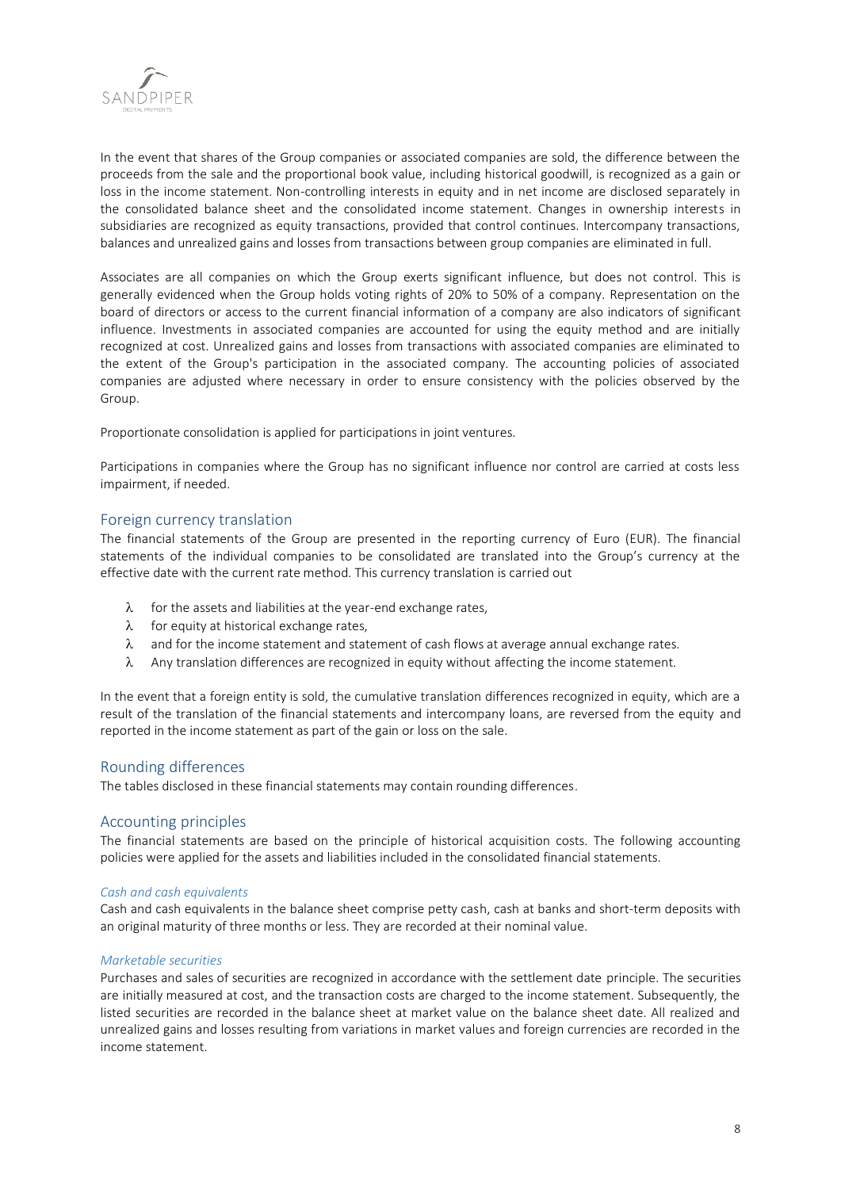In the event that shares of the Group companies or associated companies are sold, the difference between the proceeds from the sale and the proportional book value, including historical goodwill, is recognized as a gain or loss in the income statement. Non-controlling interests in equity and in net income are disclosed separately in the consolidated balance sheet and the consolidated income statement. Changes in ownership interests in subsidiaries are recognized as equity transactions, provided that control continues. Intercompany transactions, balances and unrealized gains and losses from transactions between group companies are eliminated in full.

Associates are all companies on which the Group exerts significant influence, but does not control. This is generally evidenced when the Group holds voting rights of 20% to 50% of a company. Representation on the board of directors or access to the current financial information of a company are also indicators of significant influence. Investments in associated companies are accounted for using the equity method and are initially recognized at cost. Unrealized gains and losses from transactions with associated companies are eliminated to the extent of the Group's participation in the associated company. The accounting policies of associated companies are adjusted where necessary in order to ensure consistency with the policies observed by the Group.

Proportionate consolidation is applied for participations in joint ventures.

Participations in companies where the Group has no significant influence nor control are carried at costs less impairment, if needed.

## Foreign currency translation

The financial statements of the Group are presented in the reporting currency of Euro (EUR). The financial statements of the individual companies to be consolidated are translated into the Group's currency at the effective date with the current rate method. This currency translation is carried out

- for the assets and liabilities at the year-end exchange rates,
- for equity at historical exchange rates,
- and for the income statement and statement of cash flows at average annual exchange rates.
- Any translation differences are recognized in equity without affecting the income statement.

In the event that a foreign entity is sold, the cumulative translation differences recognized in equity, which are a result of the translation of the financial statements and intercompany loans, are reversed from the equity and reported in the income statement as part of the gain or loss on the sale.

## Rounding differences

The tables disclosed in these financial statements may contain rounding differences.

## Accounting principles

The financial statements are based on the principle of historical acquisition costs. The following accounting policies were applied for the assets and liabilities included in the consolidated financial statements.

### *Cash and cash equivalents*

Cash and cash equivalents in the balance sheet comprise petty cash, cash at banks and short-term deposits with an original maturity of three months or less. They are recorded at their nominal value.

### *Marketable securities*

Purchases and sales of securities are recognized in accordance with the settlement date principle. The securities are initially measured at cost, and the transaction costs are charged to the income statement. Subsequently, the listed securities are recorded in the balance sheet at market value on the balance sheet date. All realized and unrealized gains and losses resulting from variations in market values and foreign currencies are recorded in the income statement.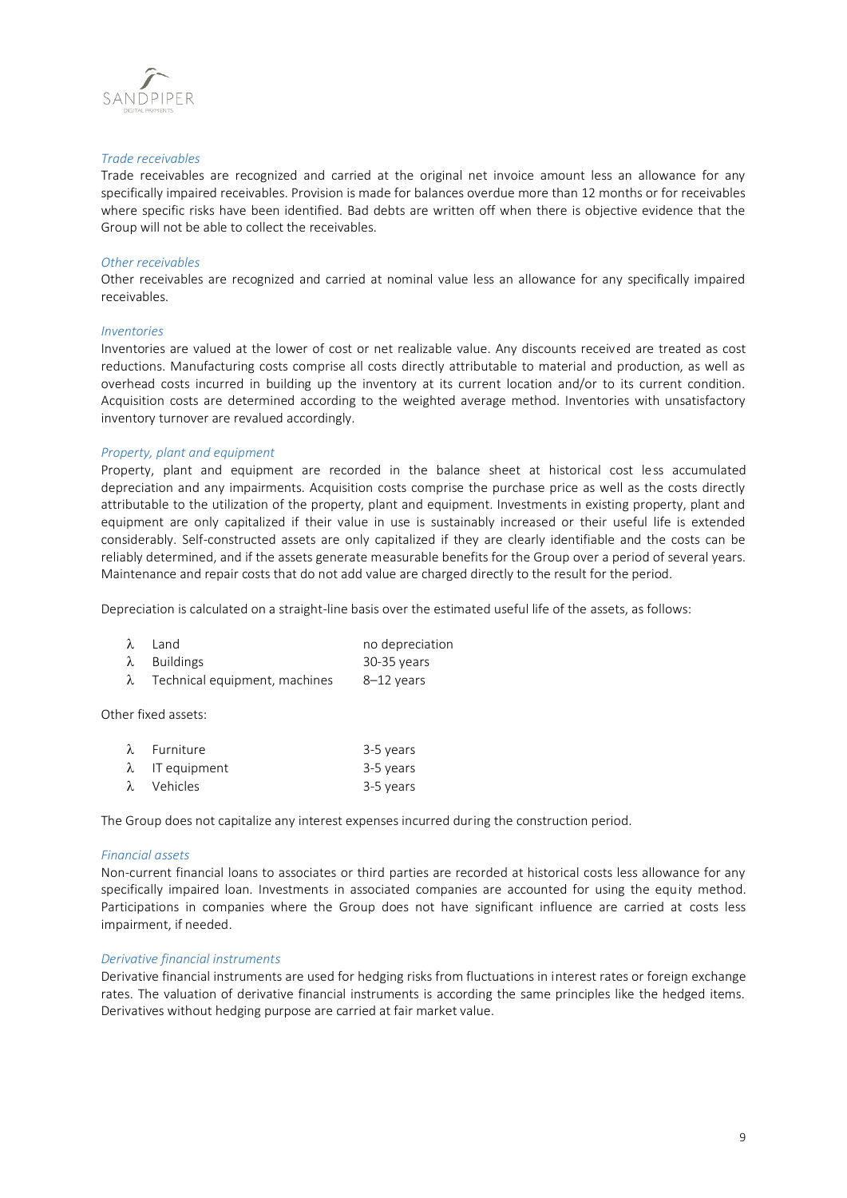*Trade receivables*

Trade receivables are recognized and carried at the original net invoice amount less an allowance for any specifically impaired receivables. Provision is made for balances overdue more than 12 months or for receivables where specific risks have been identified. Bad debts are written off when there is objective evidence that the Group will not be able to collect the receivables.

*Other receivables*

Other receivables are recognized and carried at nominal value less an allowance for any specifically impaired receivables.

*Inventories*

Inventories are valued at the lower of cost or net realizable value. Any discounts received are treated as cost reductions. Manufacturing costs comprise all costs directly attributable to material and production, as well as overhead costs incurred in building up the inventory at its current location and/or to its current condition. Acquisition costs are determined according to the weighted average method. Inventories with unsatisfactory inventory turnover are revalued accordingly.

*Property, plant and equipment*

Property, plant and equipment are recorded in the balance sheet at historical cost less accumulated depreciation and any impairments. Acquisition costs comprise the purchase price as well as the costs directly attributable to the utilization of the property, plant and equipment. Investments in existing property, plant and equipment are only capitalized if their value in use is sustainably increased or their useful life is extended considerably. Self-constructed assets are only capitalized if they are clearly identifiable and the costs can be reliably determined, and if the assets generate measurable benefits for the Group over a period of several years. Maintenance and repair costs that do not add value are charged directly to the result for the period.

Depreciation is calculated on a straight-line basis over the estimated useful life of the assets, as follows:

| | |
|---|---|
| λ Land | no depreciation |
| λ Buildings | 30-35 years |
| λ Technical equipment, machines | 8–12 years |

Other fixed assets:

| | |
|---|---|
| λ Furniture | 3-5 years |
| λ IT equipment | 3-5 years |
| λ Vehicles | 3-5 years |

The Group does not capitalize any interest expenses incurred during the construction period.

*Financial assets*

Non-current financial loans to associates or third parties are recorded at historical costs less allowance for any specifically impaired loan. Investments in associated companies are accounted for using the equity method. Participations in companies where the Group does not have significant influence are carried at costs less impairment, if needed.

*Derivative financial instruments*

Derivative financial instruments are used for hedging risks from fluctuations in interest rates or foreign exchange rates. The valuation of derivative financial instruments is according the same principles like the hedged items. Derivatives without hedging purpose are carried at fair market value.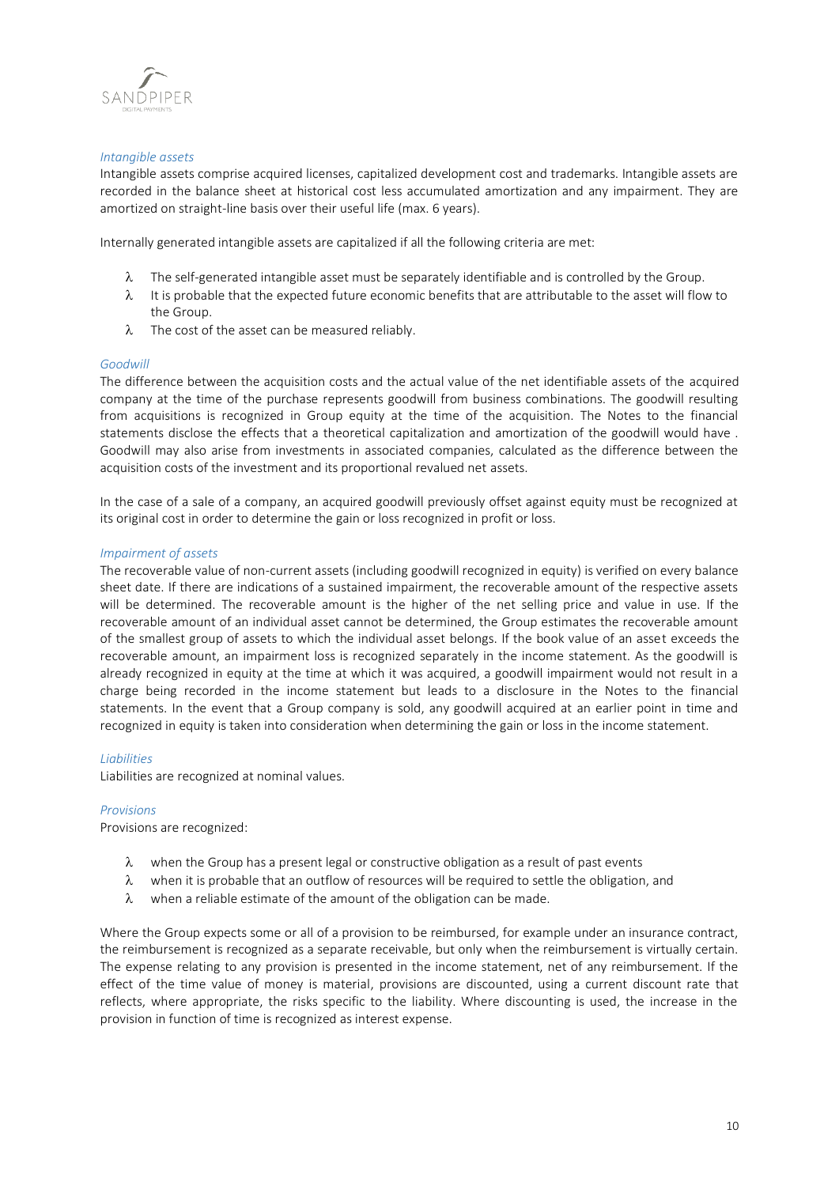*Intangible assets*

Intangible assets comprise acquired licenses, capitalized development cost and trademarks. Intangible assets are recorded in the balance sheet at historical cost less accumulated amortization and any impairment. They are amortized on straight-line basis over their useful life (max. 6 years).

Internally generated intangible assets are capitalized if all the following criteria are met:

- The self-generated intangible asset must be separately identifiable and is controlled by the Group.
- It is probable that the expected future economic benefits that are attributable to the asset will flow to the Group.
- The cost of the asset can be measured reliably.

*Goodwill*

The difference between the acquisition costs and the actual value of the net identifiable assets of the acquired company at the time of the purchase represents goodwill from business combinations. The goodwill resulting from acquisitions is recognized in Group equity at the time of the acquisition. The Notes to the financial statements disclose the effects that a theoretical capitalization and amortization of the goodwill would have . Goodwill may also arise from investments in associated companies, calculated as the difference between the acquisition costs of the investment and its proportional revalued net assets.

In the case of a sale of a company, an acquired goodwill previously offset against equity must be recognized at its original cost in order to determine the gain or loss recognized in profit or loss.

*Impairment of assets*

The recoverable value of non-current assets (including goodwill recognized in equity) is verified on every balance sheet date. If there are indications of a sustained impairment, the recoverable amount of the respective assets will be determined. The recoverable amount is the higher of the net selling price and value in use. If the recoverable amount of an individual asset cannot be determined, the Group estimates the recoverable amount of the smallest group of assets to which the individual asset belongs. If the book value of an asset exceeds the recoverable amount, an impairment loss is recognized separately in the income statement. As the goodwill is already recognized in equity at the time at which it was acquired, a goodwill impairment would not result in a charge being recorded in the income statement but leads to a disclosure in the Notes to the financial statements. In the event that a Group company is sold, any goodwill acquired at an earlier point in time and recognized in equity is taken into consideration when determining the gain or loss in the income statement.

*Liabilities*

Liabilities are recognized at nominal values.

*Provisions*

Provisions are recognized:

- when the Group has a present legal or constructive obligation as a result of past events
- when it is probable that an outflow of resources will be required to settle the obligation, and
- when a reliable estimate of the amount of the obligation can be made.

Where the Group expects some or all of a provision to be reimbursed, for example under an insurance contract, the reimbursement is recognized as a separate receivable, but only when the reimbursement is virtually certain. The expense relating to any provision is presented in the income statement, net of any reimbursement. If the effect of the time value of money is material, provisions are discounted, using a current discount rate that reflects, where appropriate, the risks specific to the liability. Where discounting is used, the increase in the provision in function of time is recognized as interest expense.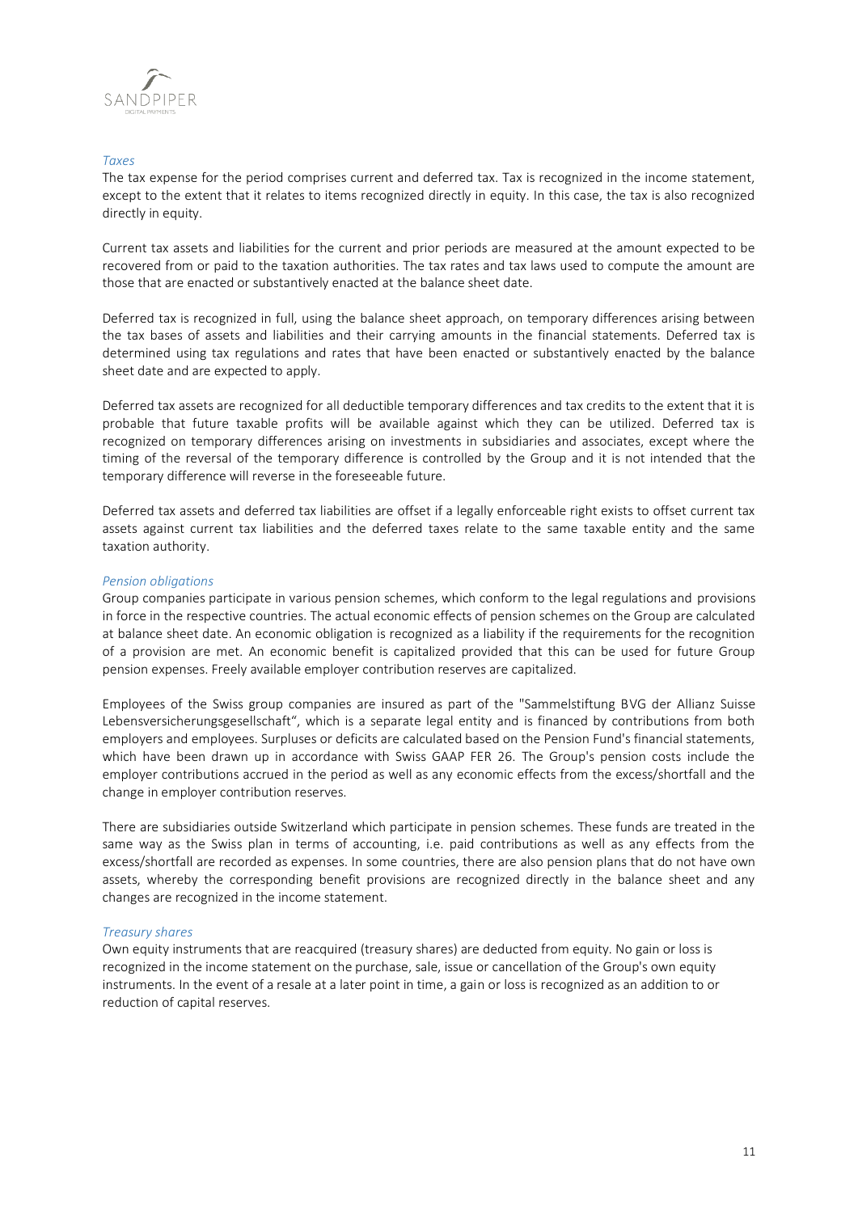*Taxes*

The tax expense for the period comprises current and deferred tax. Tax is recognized in the income statement, except to the extent that it relates to items recognized directly in equity. In this case, the tax is also recognized directly in equity.

Current tax assets and liabilities for the current and prior periods are measured at the amount expected to be recovered from or paid to the taxation authorities. The tax rates and tax laws used to compute the amount are those that are enacted or substantively enacted at the balance sheet date.

Deferred tax is recognized in full, using the balance sheet approach, on temporary differences arising between the tax bases of assets and liabilities and their carrying amounts in the financial statements. Deferred tax is determined using tax regulations and rates that have been enacted or substantively enacted by the balance sheet date and are expected to apply.

Deferred tax assets are recognized for all deductible temporary differences and tax credits to the extent that it is probable that future taxable profits will be available against which they can be utilized. Deferred tax is recognized on temporary differences arising on investments in subsidiaries and associates, except where the timing of the reversal of the temporary difference is controlled by the Group and it is not intended that the temporary difference will reverse in the foreseeable future.

Deferred tax assets and deferred tax liabilities are offset if a legally enforceable right exists to offset current tax assets against current tax liabilities and the deferred taxes relate to the same taxable entity and the same taxation authority.

*Pension obligations*

Group companies participate in various pension schemes, which conform to the legal regulations and provisions in force in the respective countries. The actual economic effects of pension schemes on the Group are calculated at balance sheet date. An economic obligation is recognized as a liability if the requirements for the recognition of a provision are met. An economic benefit is capitalized provided that this can be used for future Group pension expenses. Freely available employer contribution reserves are capitalized.

Employees of the Swiss group companies are insured as part of the "Sammelstiftung BVG der Allianz Suisse Lebensversicherungsgesellschaft", which is a separate legal entity and is financed by contributions from both employers and employees. Surpluses or deficits are calculated based on the Pension Fund's financial statements, which have been drawn up in accordance with Swiss GAAP FER 26. The Group's pension costs include the employer contributions accrued in the period as well as any economic effects from the excess/shortfall and the change in employer contribution reserves.

There are subsidiaries outside Switzerland which participate in pension schemes. These funds are treated in the same way as the Swiss plan in terms of accounting, i.e. paid contributions as well as any effects from the excess/shortfall are recorded as expenses. In some countries, there are also pension plans that do not have own assets, whereby the corresponding benefit provisions are recognized directly in the balance sheet and any changes are recognized in the income statement.

*Treasury shares*

Own equity instruments that are reacquired (treasury shares) are deducted from equity. No gain or loss is recognized in the income statement on the purchase, sale, issue or cancellation of the Group's own equity instruments. In the event of a resale at a later point in time, a gain or loss is recognized as an addition to or reduction of capital reserves.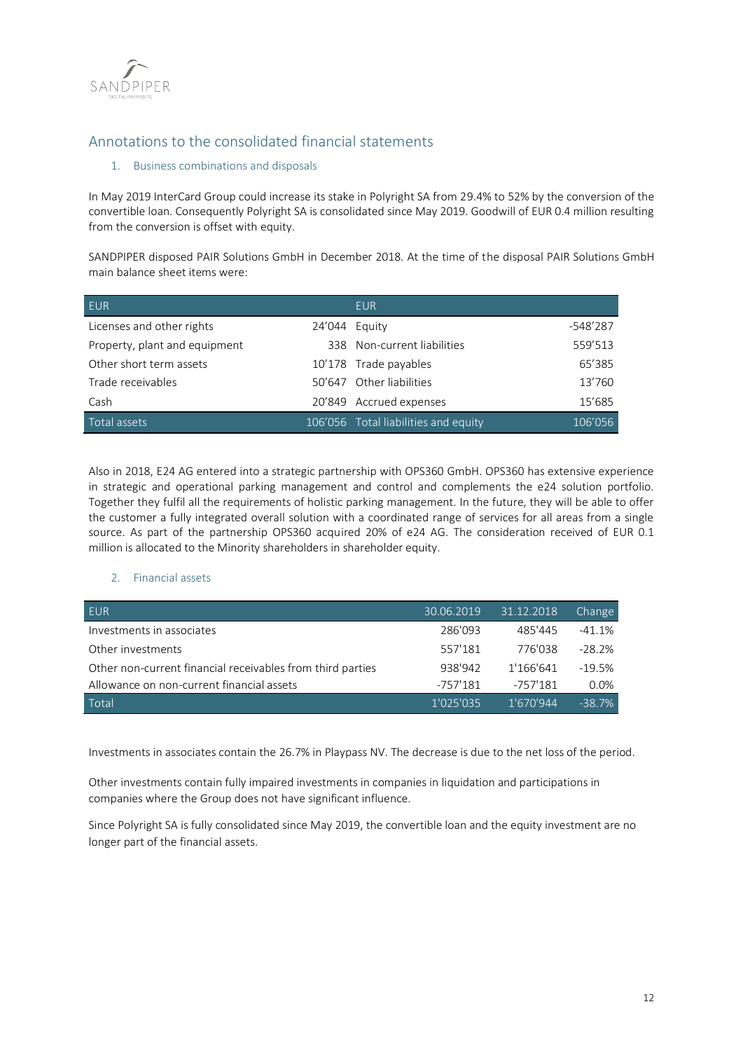## Annotations to the consolidated financial statements

### 1. Business combinations and disposals

In May 2019 InterCard Group could increase its stake in Polyright SA from 29.4% to 52% by the conversion of the convertible loan. Consequently Polyright SA is consolidated since May 2019. Goodwill of EUR 0.4 million resulting from the conversion is offset with equity.

SANDPIPER disposed PAIR Solutions GmbH in December 2018. At the time of the disposal PAIR Solutions GmbH main balance sheet items were:

| EUR | | EUR | |
|---|---|---|---|
| Licenses and other rights | 24'044 | Equity | -548'287 |
| Property, plant and equipment | 338 | Non-current liabilities | 559'513 |
| Other short term assets | 10'178 | Trade payables | 65'385 |
| Trade receivables | 50'647 | Other liabilities | 13'760 |
| Cash | 20'849 | Accrued expenses | 15'685 |
| Total assets | 106'056 | Total liabilities and equity | 106'056 |

Also in 2018, E24 AG entered into a strategic partnership with OPS360 GmbH. OPS360 has extensive experience in strategic and operational parking management and control and complements the e24 solution portfolio. Together they fulfil all the requirements of holistic parking management. In the future, they will be able to offer the customer a fully integrated overall solution with a coordinated range of services for all areas from a single source. As part of the partnership OPS360 acquired 20% of e24 AG. The consideration received of EUR 0.1 million is allocated to the Minority shareholders in shareholder equity.

### 2. Financial assets

| EUR | 30.06.2019 | 31.12.2018 | Change |
|---|---|---|---|
| Investments in associates | 286'093 | 485'445 | -41.1% |
| Other investments | 557'181 | 776'038 | -28.2% |
| Other non-current financial receivables from third parties | 938'942 | 1'166'641 | -19.5% |
| Allowance on non-current financial assets | -757'181 | -757'181 | 0.0% |
| Total | 1'025'035 | 1'670'944 | -38.7% |

Investments in associates contain the 26.7% in Playpass NV. The decrease is due to the net loss of the period.

Other investments contain fully impaired investments in companies in liquidation and participations in companies where the Group does not have significant influence.

Since Polyright SA is fully consolidated since May 2019, the convertible loan and the equity investment are no longer part of the financial assets.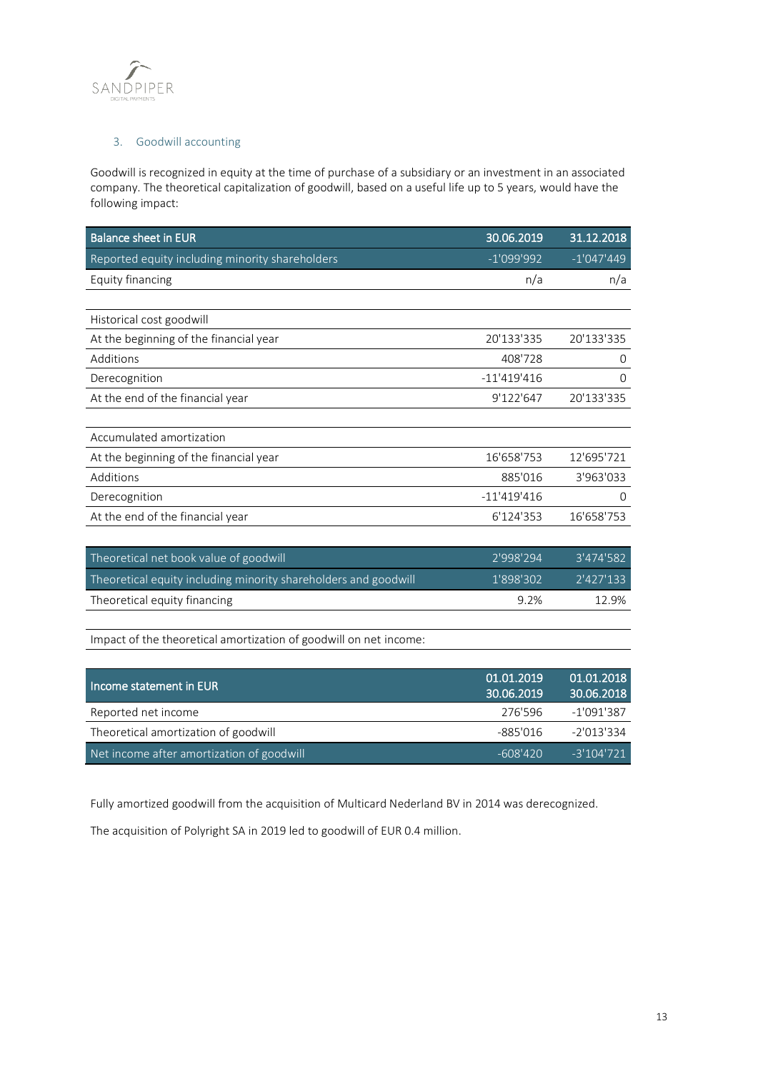## 3. Goodwill accounting

Goodwill is recognized in equity at the time of purchase of a subsidiary or an investment in an associated company. The theoretical capitalization of goodwill, based on a useful life up to 5 years, would have the following impact:

| Balance sheet in EUR | 30.06.2019 | 31.12.2018 |
|---|---|---|
| Reported equity including minority shareholders | -1'099'992 | -1'047'449 |
| Equity financing | n/a | n/a |
| | | |
| Historical cost goodwill | | |
| At the beginning of the financial year | 20'133'335 | 20'133'335 |
| Additions | 408'728 | 0 |
| Derecognition | -11'419'416 | 0 |
| At the end of the financial year | 9'122'647 | 20'133'335 |
| | | |
| Accumulated amortization | | |
| At the beginning of the financial year | 16'658'753 | 12'695'721 |
| Additions | 885'016 | 3'963'033 |
| Derecognition | -11'419'416 | 0 |
| At the end of the financial year | 6'124'353 | 16'658'753 |
| | | |
| Theoretical net book value of goodwill | 2'998'294 | 3'474'582 |
| Theoretical equity including minority shareholders and goodwill | 1'898'302 | 2'427'133 |
| Theoretical equity financing | 9.2% | 12.9% |

Impact of the theoretical amortization of goodwill on net income:

| Income statement in EUR | 01.01.2019 30.06.2019 | 01.01.2018 30.06.2018 |
|---|---|---|
| Reported net income | 276'596 | -1'091'387 |
| Theoretical amortization of goodwill | -885'016 | -2'013'334 |
| Net income after amortization of goodwill | -608'420 | -3'104'721 |

Fully amortized goodwill from the acquisition of Multicard Nederland BV in 2014 was derecognized.

The acquisition of Polyright SA in 2019 led to goodwill of EUR 0.4 million.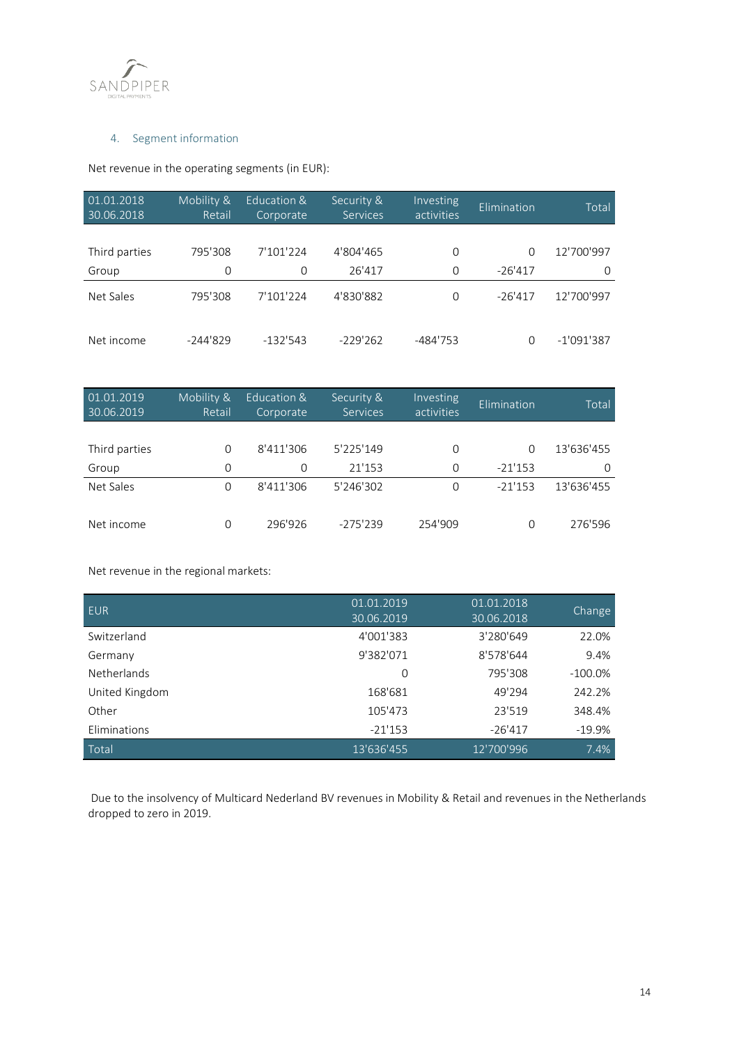## 4. Segment information

Net revenue in the operating segments (in EUR):

| 01.01.2018 30.06.2018 | Mobility & Retail | Education & Corporate | Security & Services | Investing activities | Elimination | Total |
|---|---|---|---|---|---|---|
| Third parties | 795'308 | 7'101'224 | 4'804'465 | 0 | 0 | 12'700'997 |
| Group | 0 | 0 | 26'417 | 0 | -26'417 | 0 |
| Net Sales | 795'308 | 7'101'224 | 4'830'882 | 0 | -26'417 | 12'700'997 |
| Net income | -244'829 | -132'543 | -229'262 | -484'753 | 0 | -1'091'387 |

| 01.01.2019 30.06.2019 | Mobility & Retail | Education & Corporate | Security & Services | Investing activities | Elimination | Total |
|---|---|---|---|---|---|---|
| Third parties | 0 | 8'411'306 | 5'225'149 | 0 | 0 | 13'636'455 |
| Group | 0 | 0 | 21'153 | 0 | -21'153 | 0 |
| Net Sales | 0 | 8'411'306 | 5'246'302 | 0 | -21'153 | 13'636'455 |
| Net income | 0 | 296'926 | -275'239 | 254'909 | 0 | 276'596 |

Net revenue in the regional markets:

| EUR | 01.01.2019 30.06.2019 | 01.01.2018 30.06.2018 | Change |
|---|---|---|---|
| Switzerland | 4'001'383 | 3'280'649 | 22.0% |
| Germany | 9'382'071 | 8'578'644 | 9.4% |
| Netherlands | 0 | 795'308 | -100.0% |
| United Kingdom | 168'681 | 49'294 | 242.2% |
| Other | 105'473 | 23'519 | 348.4% |
| Eliminations | -21'153 | -26'417 | -19.9% |
| Total | 13'636'455 | 12'700'996 | 7.4% |

Due to the insolvency of Multicard Nederland BV revenues in Mobility & Retail and revenues in the Netherlands dropped to zero in 2019.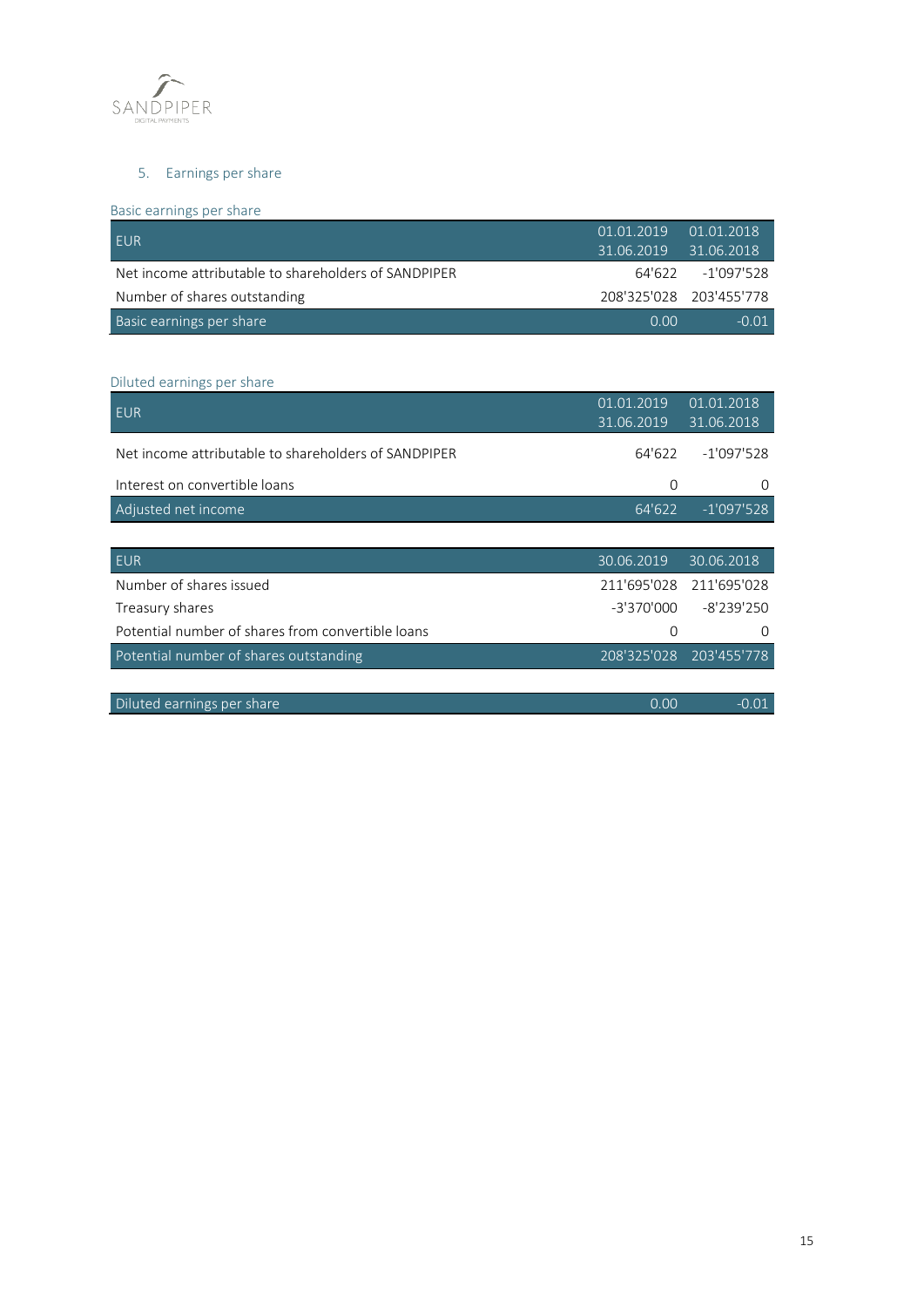## 5. Earnings per share

### Basic earnings per share

| EUR | 01.01.2019<br>31.06.2019 | 01.01.2018<br>31.06.2018 |
|---|---|---|
| Net income attributable to shareholders of SANDPIPER | 64'622 | -1'097'528 |
| Number of shares outstanding | 208'325'028 | 203'455'778 |
| Basic earnings per share | 0.00 | -0.01 |

### Diluted earnings per share

| EUR | 01.01.2019<br>31.06.2019 | 01.01.2018<br>31.06.2018 |
|---|---|---|
| Net income attributable to shareholders of SANDPIPER | 64'622 | -1'097'528 |
| Interest on convertible loans | 0 | 0 |
| Adjusted net income | 64'622 | -1'097'528 |

| EUR | 30.06.2019 | 30.06.2018 |
|---|---|---|
| Number of shares issued | 211'695'028 | 211'695'028 |
| Treasury shares | -3'370'000 | -8'239'250 |
| Potential number of shares from convertible loans | 0 | 0 |
| Potential number of shares outstanding | 208'325'028 | 203'455'778 |

| | | |
|---|---|---|
| Diluted earnings per share | 0.00 | -0.01 |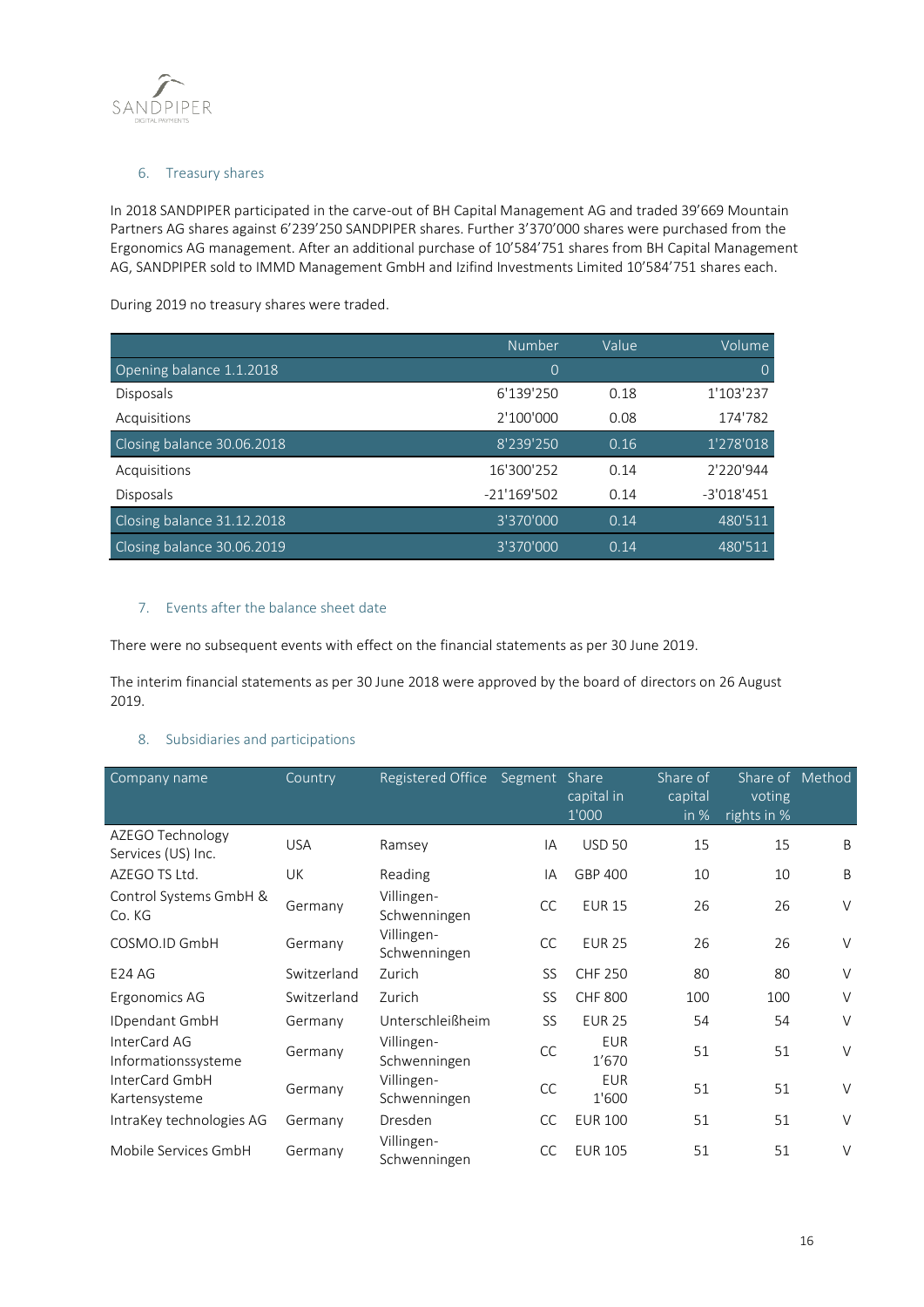## 6. Treasury shares

In 2018 SANDPIPER participated in the carve-out of BH Capital Management AG and traded 39'669 Mountain Partners AG shares against 6'239'250 SANDPIPER shares. Further 3'370'000 shares were purchased from the Ergonomics AG management. After an additional purchase of 10'584'751 shares from BH Capital Management AG, SANDPIPER sold to IMMD Management GmbH and Izifind Investments Limited 10'584'751 shares each.

During 2019 no treasury shares were traded.

| | Number | Value | Volume |
|---|---|---|---|
| Opening balance 1.1.2018 | 0 | | 0 |
| Disposals | 6'139'250 | 0.18 | 1'103'237 |
| Acquisitions | 2'100'000 | 0.08 | 174'782 |
| Closing balance 30.06.2018 | 8'239'250 | 0.16 | 1'278'018 |
| Acquisitions | 16'300'252 | 0.14 | 2'220'944 |
| Disposals | -21'169'502 | 0.14 | -3'018'451 |
| Closing balance 31.12.2018 | 3'370'000 | 0.14 | 480'511 |
| Closing balance 30.06.2019 | 3'370'000 | 0.14 | 480'511 |

## 7. Events after the balance sheet date

There were no subsequent events with effect on the financial statements as per 30 June 2019.

The interim financial statements as per 30 June 2018 were approved by the board of directors on 26 August 2019.

## 8. Subsidiaries and participations

| Company name | Country | Registered Office | Segment | Share capital in 1'000 | Share of capital in % | Share of voting rights in % | Method |
|---|---|---|---|---|---|---|---|
| AZEGO Technology Services (US) Inc. | USA | Ramsey | IA | USD 50 | 15 | 15 | B |
| AZEGO TS Ltd. | UK | Reading | IA | GBP 400 | 10 | 10 | B |
| Control Systems GmbH & Co. KG | Germany | Villingen-Schwenningen | CC | EUR 15 | 26 | 26 | V |
| COSMO.ID GmbH | Germany | Villingen-Schwenningen | CC | EUR 25 | 26 | 26 | V |
| E24 AG | Switzerland | Zurich | SS | CHF 250 | 80 | 80 | V |
| Ergonomics AG | Switzerland | Zurich | SS | CHF 800 | 100 | 100 | V |
| IDpendant GmbH | Germany | Unterschleißheim | SS | EUR 25 | 54 | 54 | V |
| InterCard AG Informationssysteme | Germany | Villingen-Schwenningen | CC | EUR 1'670 | 51 | 51 | V |
| InterCard GmbH Kartensysteme | Germany | Villingen-Schwenningen | CC | EUR 1'600 | 51 | 51 | V |
| IntraKey technologies AG | Germany | Dresden | CC | EUR 100 | 51 | 51 | V |
| Mobile Services GmbH | Germany | Villingen-Schwenningen | CC | EUR 105 | 51 | 51 | V |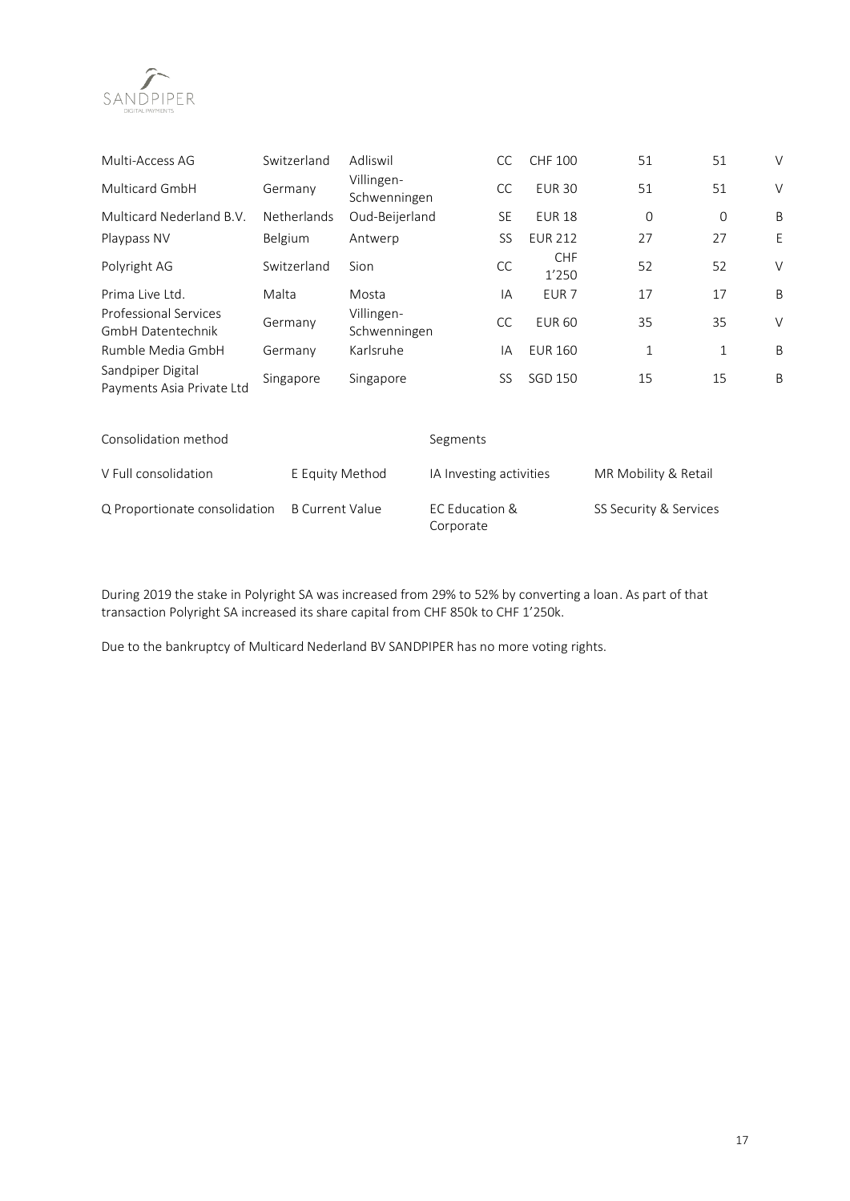| | | | | | | | |
|---|---|---|---|---|---|---|---|
| Multi-Access AG | Switzerland | Adliswil | CC | CHF 100 | 51 | 51 | V |
| Multicard GmbH | Germany | Villingen-Schwenningen | CC | EUR 30 | 51 | 51 | V |
| Multicard Nederland B.V. | Netherlands | Oud-Beijerland | SE | EUR 18 | 0 | 0 | B |
| Playpass NV | Belgium | Antwerp | SS | EUR 212 | 27 | 27 | E |
| Polyright AG | Switzerland | Sion | CC | CHF 1'250 | 52 | 52 | V |
| Prima Live Ltd. | Malta | Mosta | IA | EUR 7 | 17 | 17 | B |
| Professional Services GmbH Datentechnik | Germany | Villingen-Schwenningen | CC | EUR 60 | 35 | 35 | V |
| Rumble Media GmbH | Germany | Karlsruhe | IA | EUR 160 | 1 | 1 | B |
| Sandpiper Digital Payments Asia Private Ltd | Singapore | Singapore | SS | SGD 150 | 15 | 15 | B |

| Consolidation method | | Segments | |
|---|---|---|---|
| V Full consolidation | E Equity Method | IA Investing activities | MR Mobility & Retail |
| Q Proportionate consolidation | B Current Value | EC Education & Corporate | SS Security & Services |

During 2019 the stake in Polyright SA was increased from 29% to 52% by converting a loan. As part of that transaction Polyright SA increased its share capital from CHF 850k to CHF 1'250k.

Due to the bankruptcy of Multicard Nederland BV SANDPIPER has no more voting rights.